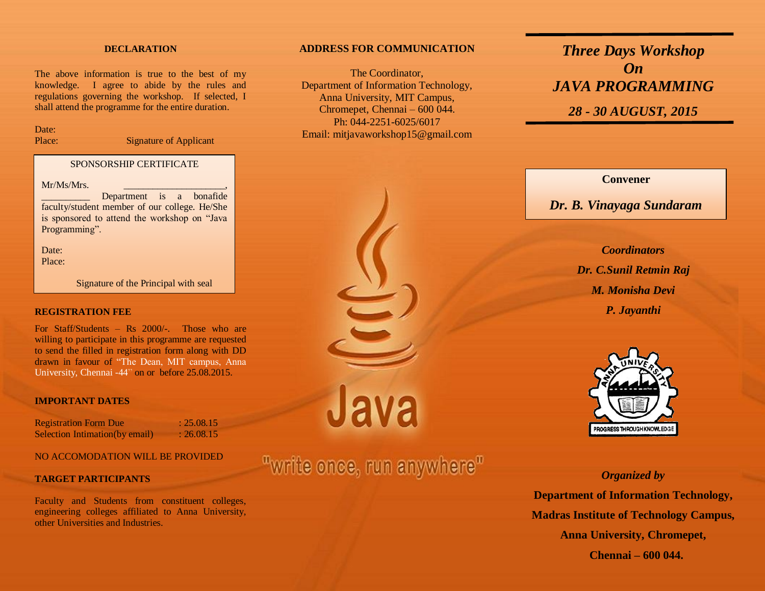## DECLARATION

The above information is true to the best of my knowledge. I agree to abide by the rules and regulations governing the workshop. If selected, I shall attend the programme for the entire duration.

Date:

Place: Signature of Applicant

SPONSORSHIP CERTIFICATE

Mr/Ms/Mrs. ____________________, _________ Department is a bonafide faculty/student member of our college. He/She is sponsored to attend the workshop on "Java Programming".

Date:

Place:

Signature of the Principal with seal

## REGISTRATION FEE

For Staff/Students – Rs 2000/-. Those who are willing to participate in this programme are requested to send the filled in registration form along with DD drawn in favour of "The Dean, MIT campus, Anna University, Chennai -44" on or before 25.08.2015.

## IMPORTANT DATES

| | |
|---|---|
| Registration Form Due | : 25.08.15 |
| Selection Intimation(by email) | : 26.08.15 |

NO ACCOMODATION WILL BE PROVIDED

## TARGET PARTICIPANTS

Faculty and Students from constituent colleges, engineering colleges affiliated to Anna University, other Universities and Industries.

## ADDRESS FOR COMMUNICATION

The Coordinator,
Department of Information Technology,
Anna University, MIT Campus,
Chromepet, Chennai – 600 044.
Ph: 044-2251-6025/6017
Email: mitjavaworkshop15@gmail.com

Java

"write once, run anywhere"

# *Three Days Workshop On JAVA PROGRAMMING*

### *28 - 30 AUGUST, 2015*

**Convener**

***Dr. B. Vinayaga Sundaram***

***Coordinators***

***Dr. C.Sunil Retmin Raj***

***M. Monisha Devi***

***P. Jayanthi***

ANNA UNIVERSITY

PROGRESS THROUGH KNOWLEDGE

*Organized by*

**Department of Information Technology,**
**Madras Institute of Technology Campus,**
**Anna University, Chromepet,**
**Chennai – 600 044.**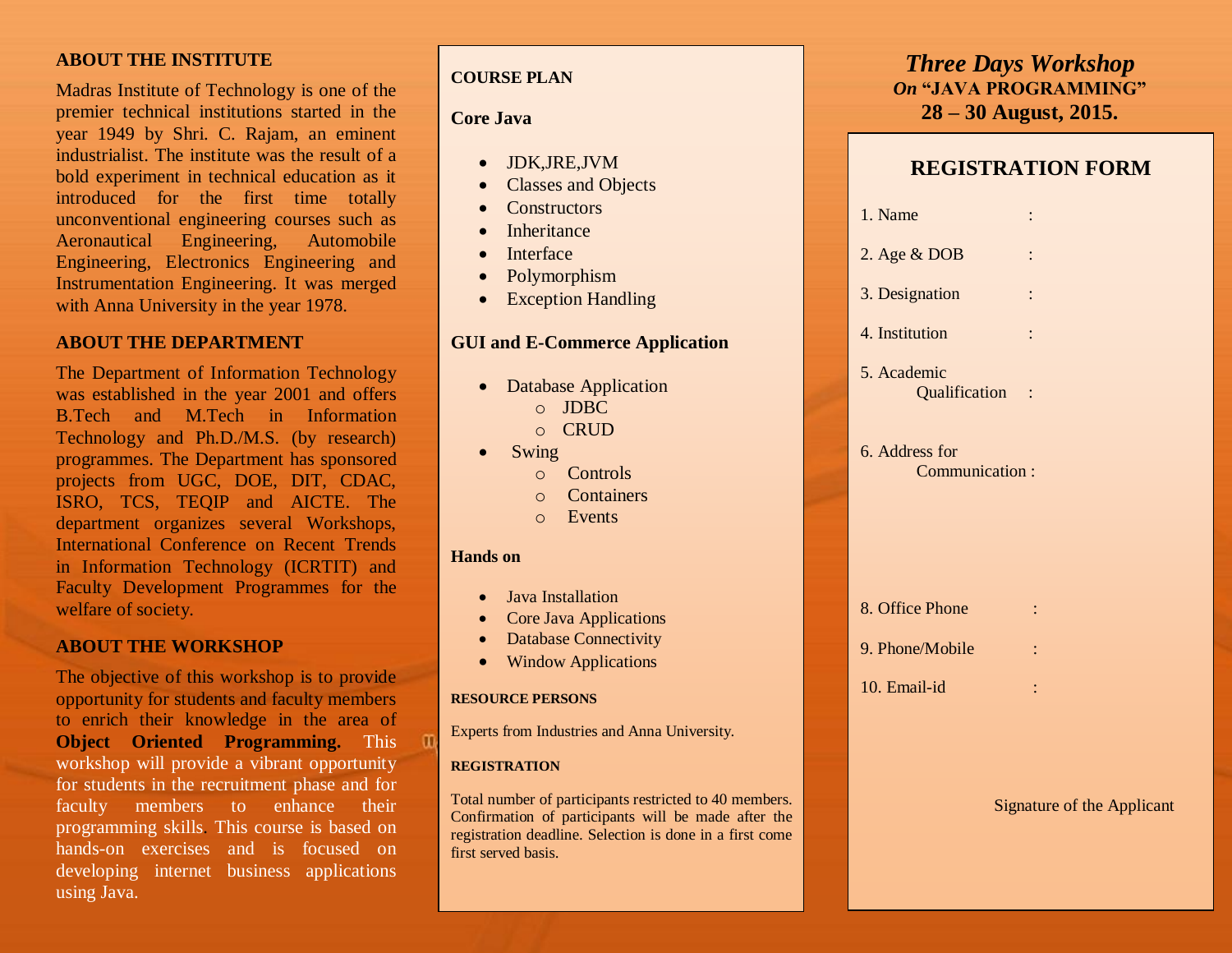## ABOUT THE INSTITUTE

Madras Institute of Technology is one of the premier technical institutions started in the year 1949 by Shri. C. Rajam, an eminent industrialist. The institute was the result of a bold experiment in technical education as it introduced for the first time totally unconventional engineering courses such as Aeronautical Engineering, Automobile Engineering, Electronics Engineering and Instrumentation Engineering. It was merged with Anna University in the year 1978.

## ABOUT THE DEPARTMENT

The Department of Information Technology was established in the year 2001 and offers B.Tech and M.Tech in Information Technology and Ph.D./M.S. (by research) programmes. The Department has sponsored projects from UGC, DOE, DIT, CDAC, ISRO, TCS, TEQIP and AICTE. The department organizes several Workshops, International Conference on Recent Trends in Information Technology (ICRTIT) and Faculty Development Programmes for the welfare of society.

## ABOUT THE WORKSHOP

The objective of this workshop is to provide opportunity for students and faculty members to enrich their knowledge in the area of **Object Oriented Programming.** This workshop will provide a vibrant opportunity for students in the recruitment phase and for faculty members to enhance their programming skills. This course is based on hands-on exercises and is focused on developing internet business applications using Java.

## COURSE PLAN

### Core Java

- JDK,JRE,JVM
- Classes and Objects
- Constructors
- Inheritance
- Interface
- Polymorphism
- Exception Handling

### GUI and E-Commerce Application

- Database Application
  - JDBC
  - CRUD
- Swing
  - Controls
  - Containers
  - Events

### Hands on

- Java Installation
- Core Java Applications
- Database Connectivity
- Window Applications

### RESOURCE PERSONS

Experts from Industries and Anna University.

### REGISTRATION

Total number of participants restricted to 40 members. Confirmation of participants will be made after the registration deadline. Selection is done in a first come first served basis.

# *Three Days Workshop*
## *On* "JAVA PROGRAMMING"
## 28 – 30 August, 2015.

## REGISTRATION FORM

1. Name :
2. Age & DOB :
3. Designation :
4. Institution :
5. Academic Qualification :
6. Address for Communication :
8. Office Phone :
9. Phone/Mobile :
10. Email-id :

Signature of the Applicant